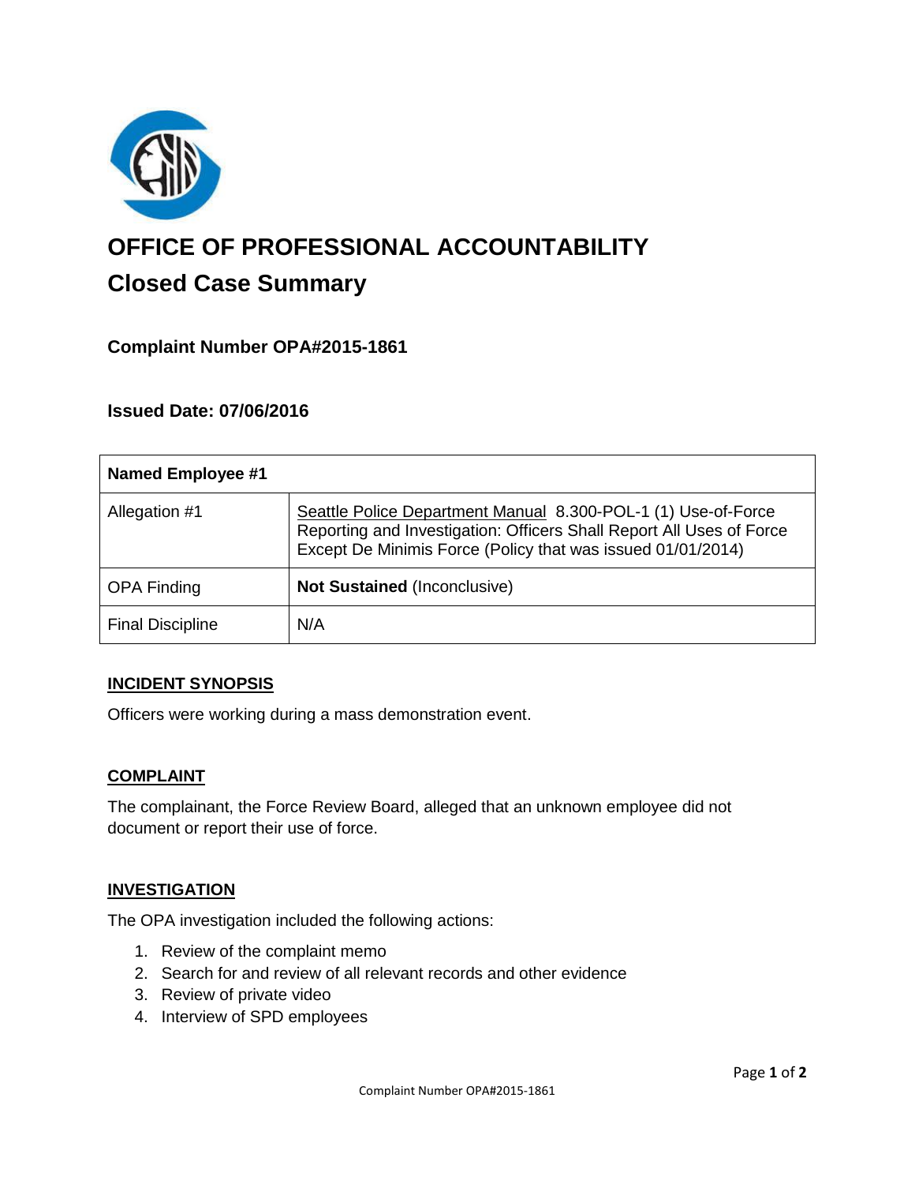# OFFICE OF PROFESSIONAL ACCOUNTABILITY

## Closed Case Summary

### Complaint Number OPA#2015-1861

### Issued Date: 07/06/2016

| **Named Employee #1** | |
| --- | --- |
| Allegation #1 | Seattle Police Department Manual 8.300-POL-1 (1) Use-of-Force Reporting and Investigation: Officers Shall Report All Uses of Force Except De Minimis Force (Policy that was issued 01/01/2014) |
| OPA Finding | **Not Sustained** (Inconclusive) |
| Final Discipline | N/A |

### INCIDENT SYNOPSIS

Officers were working during a mass demonstration event.

### COMPLAINT

The complainant, the Force Review Board, alleged that an unknown employee did not document or report their use of force.

### INVESTIGATION

The OPA investigation included the following actions:

1. Review of the complaint memo
2. Search for and review of all relevant records and other evidence
3. Review of private video
4. Interview of SPD employees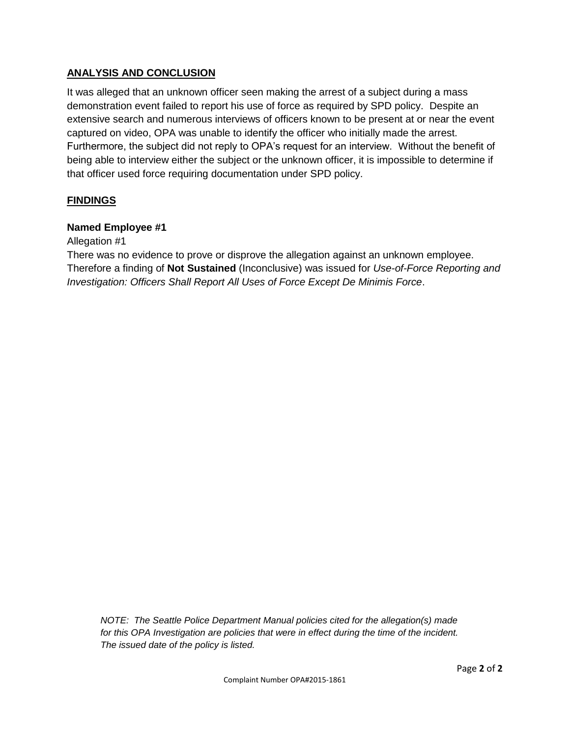## ANALYSIS AND CONCLUSION

It was alleged that an unknown officer seen making the arrest of a subject during a mass demonstration event failed to report his use of force as required by SPD policy. Despite an extensive search and numerous interviews of officers known to be present at or near the event captured on video, OPA was unable to identify the officer who initially made the arrest. Furthermore, the subject did not reply to OPA's request for an interview. Without the benefit of being able to interview either the subject or the unknown officer, it is impossible to determine if that officer used force requiring documentation under SPD policy.

## FINDINGS

### Named Employee #1

Allegation #1

There was no evidence to prove or disprove the allegation against an unknown employee. Therefore a finding of **Not Sustained** (Inconclusive) was issued for *Use-of-Force Reporting and Investigation: Officers Shall Report All Uses of Force Except De Minimis Force*.

*NOTE: The Seattle Police Department Manual policies cited for the allegation(s) made for this OPA Investigation are policies that were in effect during the time of the incident. The issued date of the policy is listed.*

Complaint Number OPA#2015-1861